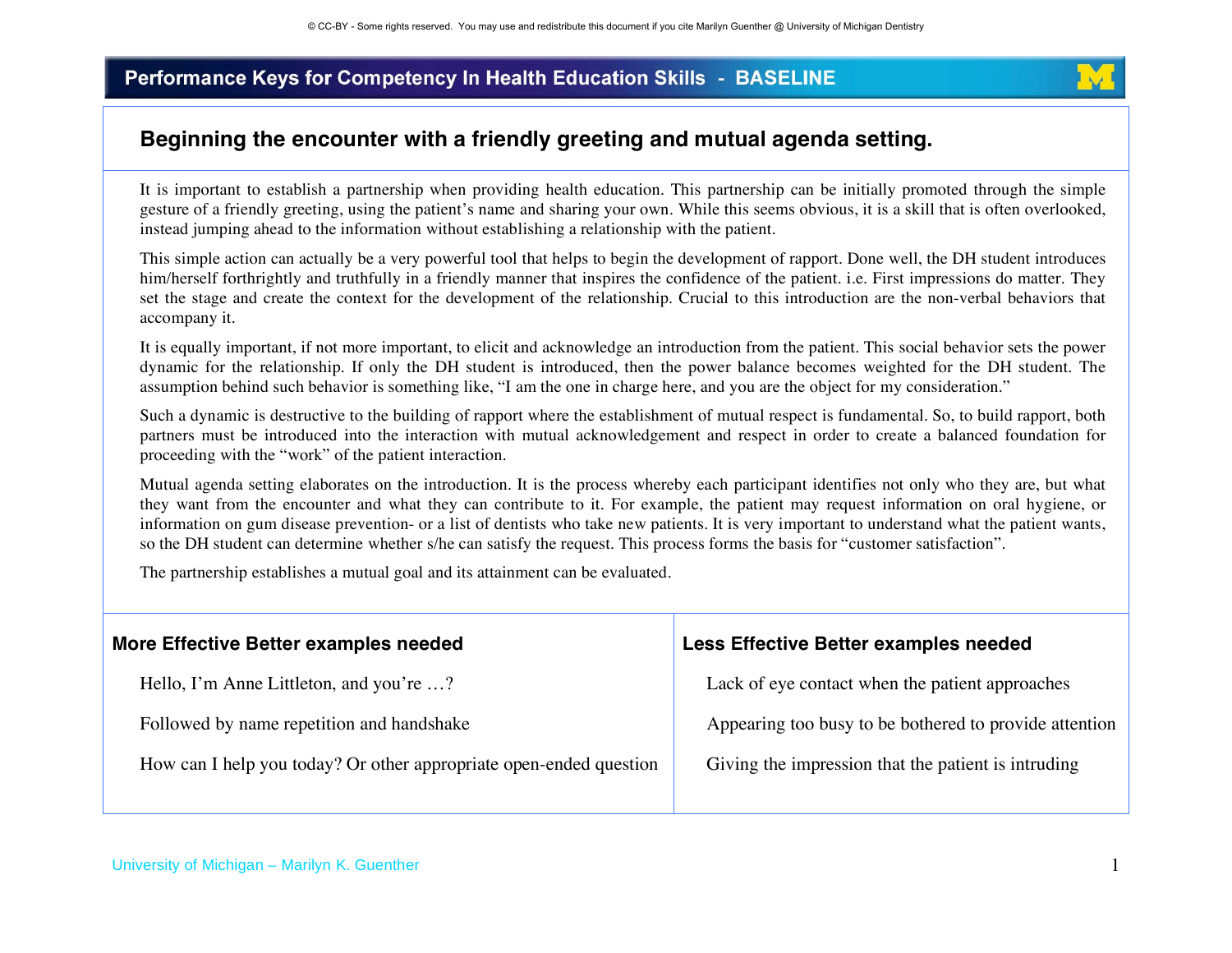# Performance Keys for Competency In Health Education Skills - BASELINE

## Beginning the encounter with a friendly greeting and mutual agenda setting.

It is important to establish a partnership when providing health education. This partnership can be initially promoted through the simple gesture of a friendly greeting, using the patient's name and sharing your own. While this seems obvious, it is a skill that is often overlooked, instead jumping ahead to the information without establishing a relationship with the patient.

This simple action can actually be a very powerful tool that helps to begin the development of rapport. Done well, the DH student introduces him/herself forthrightly and truthfully in a friendly manner that inspires the confidence of the patient. i.e. First impressions do matter. They set the stage and create the context for the development of the relationship. Crucial to this introduction are the non-verbal behaviors that accompany it.

It is equally important, if not more important, to elicit and acknowledge an introduction from the patient. This social behavior sets the power dynamic for the relationship. If only the DH student is introduced, then the power balance becomes weighted for the DH student. The assumption behind such behavior is something like, "I am the one in charge here, and you are the object for my consideration."

Such a dynamic is destructive to the building of rapport where the establishment of mutual respect is fundamental. So, to build rapport, both partners must be introduced into the interaction with mutual acknowledgement and respect in order to create a balanced foundation for proceeding with the "work" of the patient interaction.

Mutual agenda setting elaborates on the introduction. It is the process whereby each participant identifies not only who they are, but what they want from the encounter and what they can contribute to it. For example, the patient may request information on oral hygiene, or information on gum disease prevention- or a list of dentists who take new patients. It is very important to understand what the patient wants, so the DH student can determine whether s/he can satisfy the request. This process forms the basis for "customer satisfaction".

The partnership establishes a mutual goal and its attainment can be evaluated.

| More Effective Better examples needed | Less Effective Better examples needed |
|---|---|
| Hello, I'm Anne Littleton, and you're …? | Lack of eye contact when the patient approaches |
| Followed by name repetition and handshake | Appearing too busy to be bothered to provide attention |
| How can I help you today? Or other appropriate open-ended question | Giving the impression that the patient is intruding |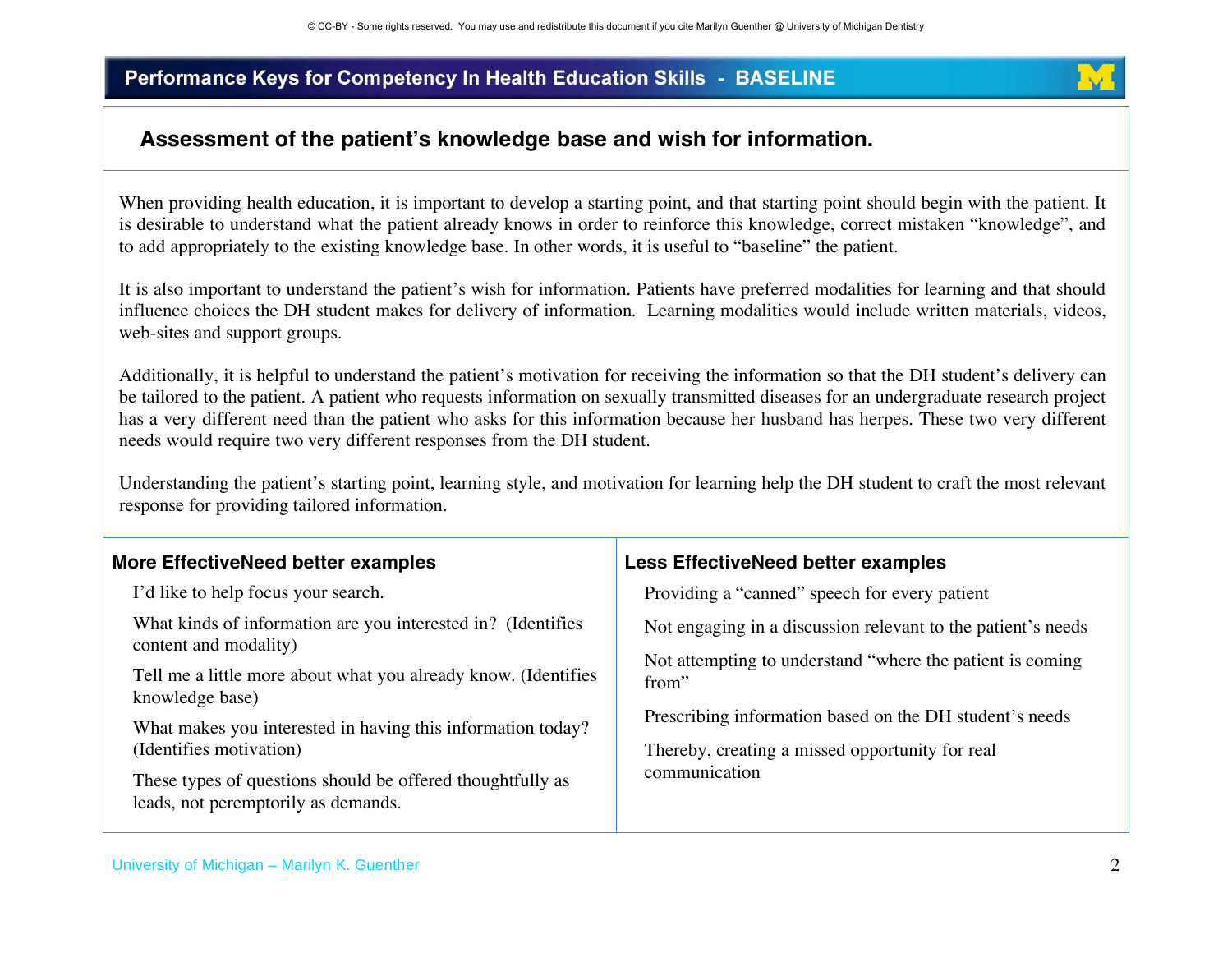# Performance Keys for Competency In Health Education Skills - BASELINE

## Assessment of the patient's knowledge base and wish for information.

When providing health education, it is important to develop a starting point, and that starting point should begin with the patient. It is desirable to understand what the patient already knows in order to reinforce this knowledge, correct mistaken "knowledge", and to add appropriately to the existing knowledge base. In other words, it is useful to "baseline" the patient.

It is also important to understand the patient's wish for information. Patients have preferred modalities for learning and that should influence choices the DH student makes for delivery of information. Learning modalities would include written materials, videos, web-sites and support groups.

Additionally, it is helpful to understand the patient's motivation for receiving the information so that the DH student's delivery can be tailored to the patient. A patient who requests information on sexually transmitted diseases for an undergraduate research project has a very different need than the patient who asks for this information because her husband has herpes. These two very different needs would require two very different responses from the DH student.

Understanding the patient's starting point, learning style, and motivation for learning help the DH student to craft the most relevant response for providing tailored information.

### More EffectiveNeed better examples

I'd like to help focus your search.

What kinds of information are you interested in? (Identifies content and modality)

Tell me a little more about what you already know. (Identifies knowledge base)

What makes you interested in having this information today? (Identifies motivation)

These types of questions should be offered thoughtfully as leads, not peremptorily as demands.

### Less EffectiveNeed better examples

Providing a "canned" speech for every patient

Not engaging in a discussion relevant to the patient's needs

Not attempting to understand "where the patient is coming from"

Prescribing information based on the DH student's needs

Thereby, creating a missed opportunity for real communication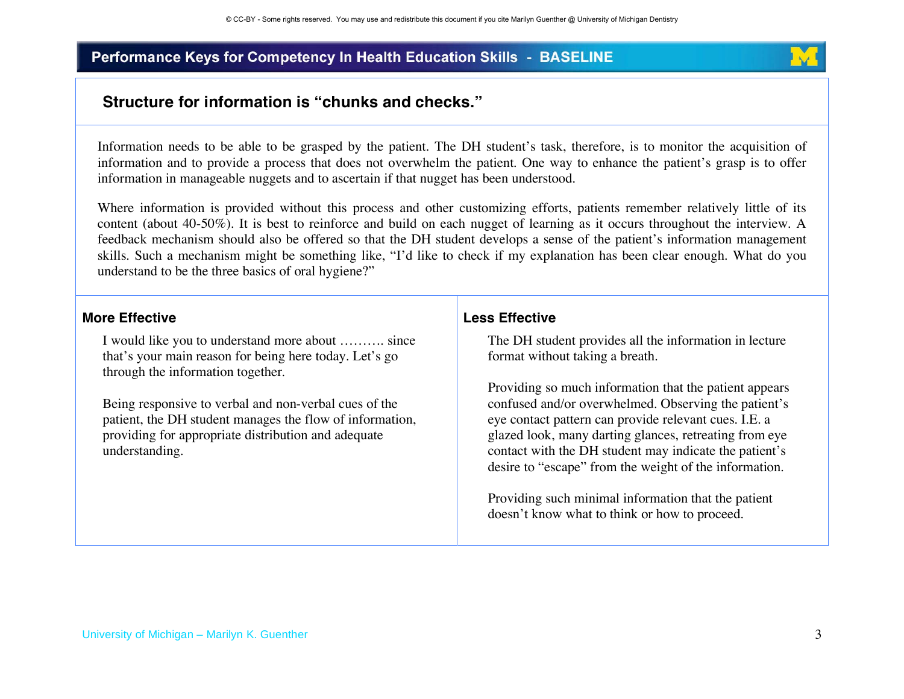## Performance Keys for Competency In Health Education Skills - BASELINE

### Structure for information is "chunks and checks."

Information needs to be able to be grasped by the patient. The DH student's task, therefore, is to monitor the acquisition of information and to provide a process that does not overwhelm the patient. One way to enhance the patient's grasp is to offer information in manageable nuggets and to ascertain if that nugget has been understood.

Where information is provided without this process and other customizing efforts, patients remember relatively little of its content (about 40-50%). It is best to reinforce and build on each nugget of learning as it occurs throughout the interview. A feedback mechanism should also be offered so that the DH student develops a sense of the patient's information management skills. Such a mechanism might be something like, "I'd like to check if my explanation has been clear enough. What do you understand to be the three basics of oral hygiene?"

#### More Effective

I would like you to understand more about ………. since that's your main reason for being here today. Let's go through the information together.

Being responsive to verbal and non-verbal cues of the patient, the DH student manages the flow of information, providing for appropriate distribution and adequate understanding.

#### Less Effective

The DH student provides all the information in lecture format without taking a breath.

Providing so much information that the patient appears confused and/or overwhelmed. Observing the patient's eye contact pattern can provide relevant cues. I.E. a glazed look, many darting glances, retreating from eye contact with the DH student may indicate the patient's desire to "escape" from the weight of the information.

Providing such minimal information that the patient doesn't know what to think or how to proceed.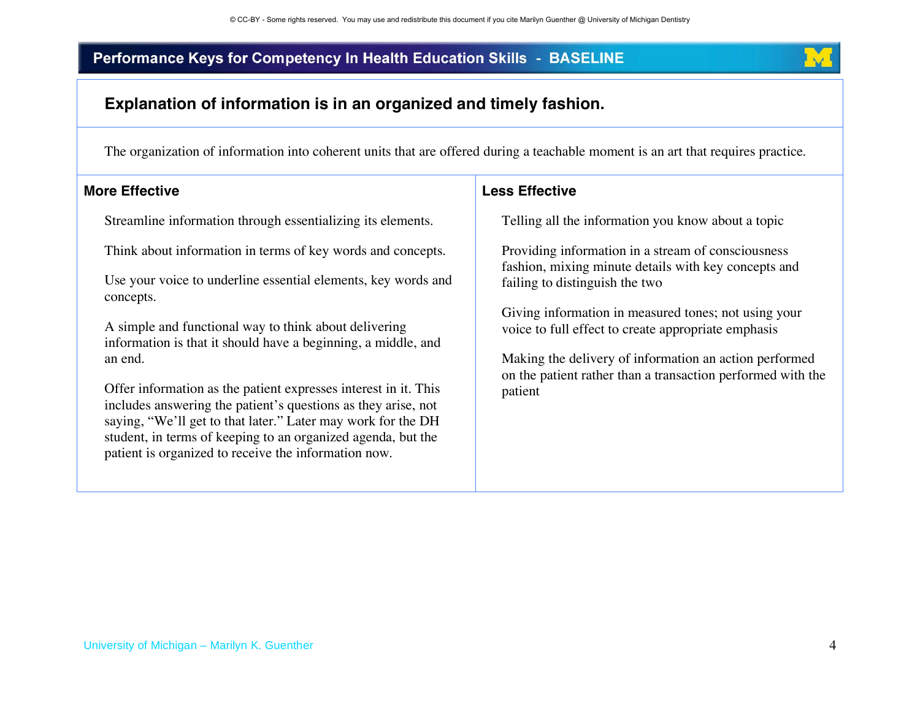## Performance Keys for Competency In Health Education Skills - BASELINE

### Explanation of information is in an organized and timely fashion.

The organization of information into coherent units that are offered during a teachable moment is an art that requires practice.

| More Effective | Less Effective |
|---|---|
| Streamline information through essentializing its elements. | Telling all the information you know about a topic |
| Think about information in terms of key words and concepts. | Providing information in a stream of consciousness fashion, mixing minute details with key concepts and failing to distinguish the two |
| Use your voice to underline essential elements, key words and concepts. | Giving information in measured tones; not using your voice to full effect to create appropriate emphasis |
| A simple and functional way to think about delivering information is that it should have a beginning, a middle, and an end. | Making the delivery of information an action performed on the patient rather than a transaction performed with the patient |
| Offer information as the patient expresses interest in it. This includes answering the patient's questions as they arise, not saying, "We'll get to that later." Later may work for the DH student, in terms of keeping to an organized agenda, but the patient is organized to receive the information now. | |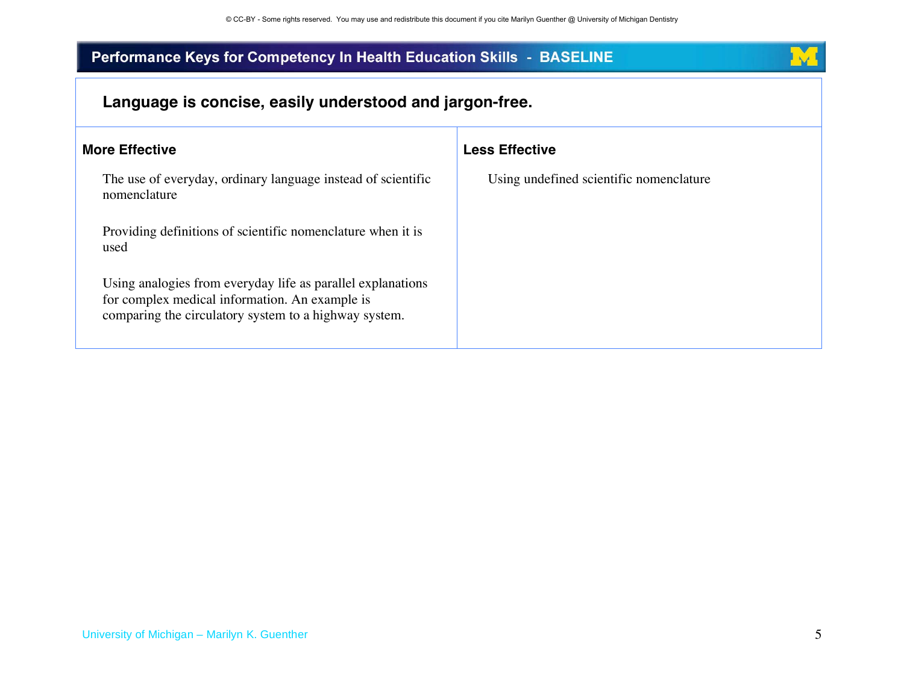## Performance Keys for Competency In Health Education Skills - BASELINE

### Language is concise, easily understood and jargon-free.

| More Effective | Less Effective |
|---|---|
| The use of everyday, ordinary language instead of scientific nomenclature | Using undefined scientific nomenclature |
| Providing definitions of scientific nomenclature when it is used | |
| Using analogies from everyday life as parallel explanations for complex medical information. An example is comparing the circulatory system to a highway system. | |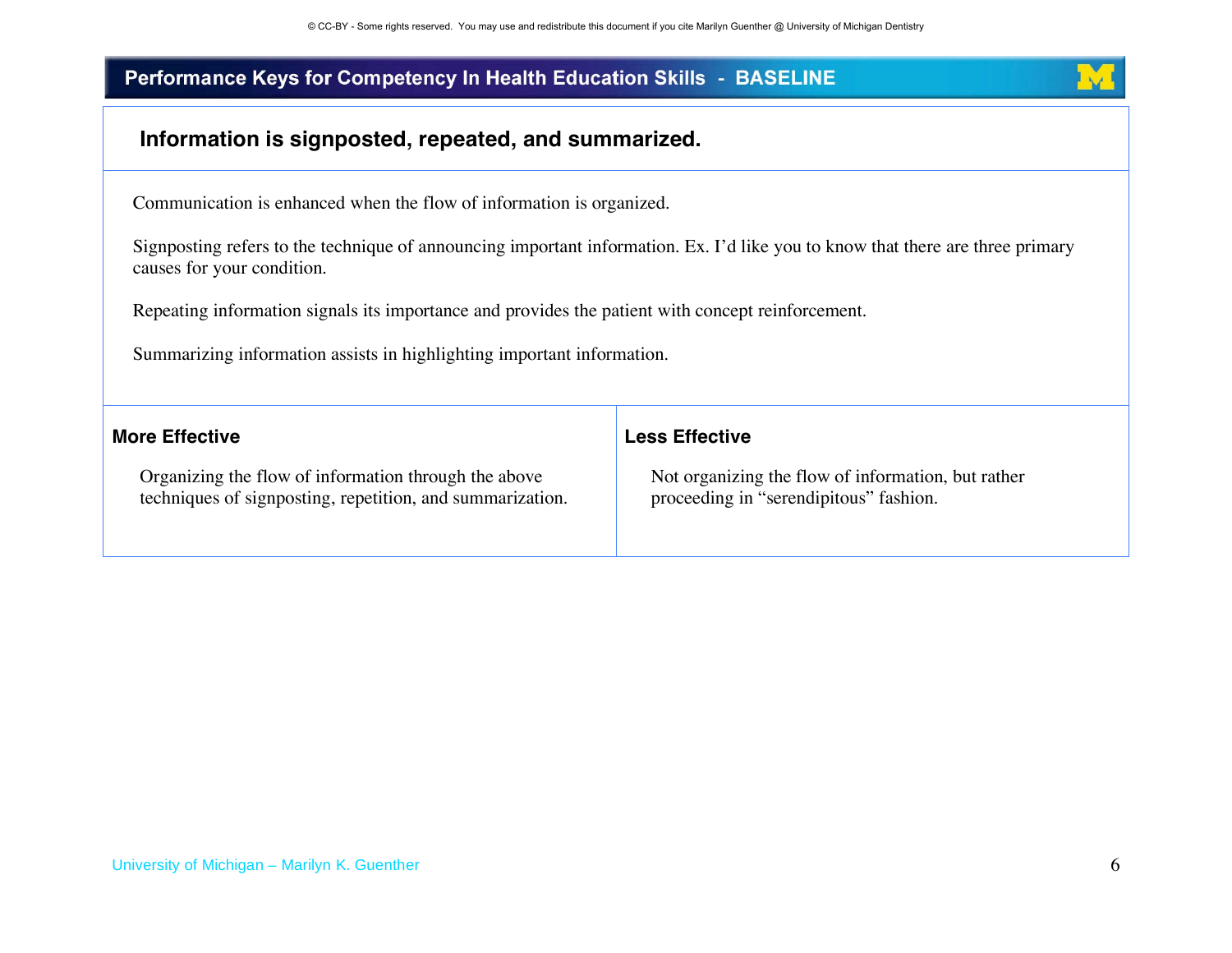## Performance Keys for Competency In Health Education Skills - BASELINE

### Information is signposted, repeated, and summarized.

Communication is enhanced when the flow of information is organized.

Signposting refers to the technique of announcing important information. Ex. I'd like you to know that there are three primary causes for your condition.

Repeating information signals its importance and provides the patient with concept reinforcement.

Summarizing information assists in highlighting important information.

| More Effective | Less Effective |
|---|---|
| Organizing the flow of information through the above techniques of signposting, repetition, and summarization. | Not organizing the flow of information, but rather proceeding in "serendipitous" fashion. |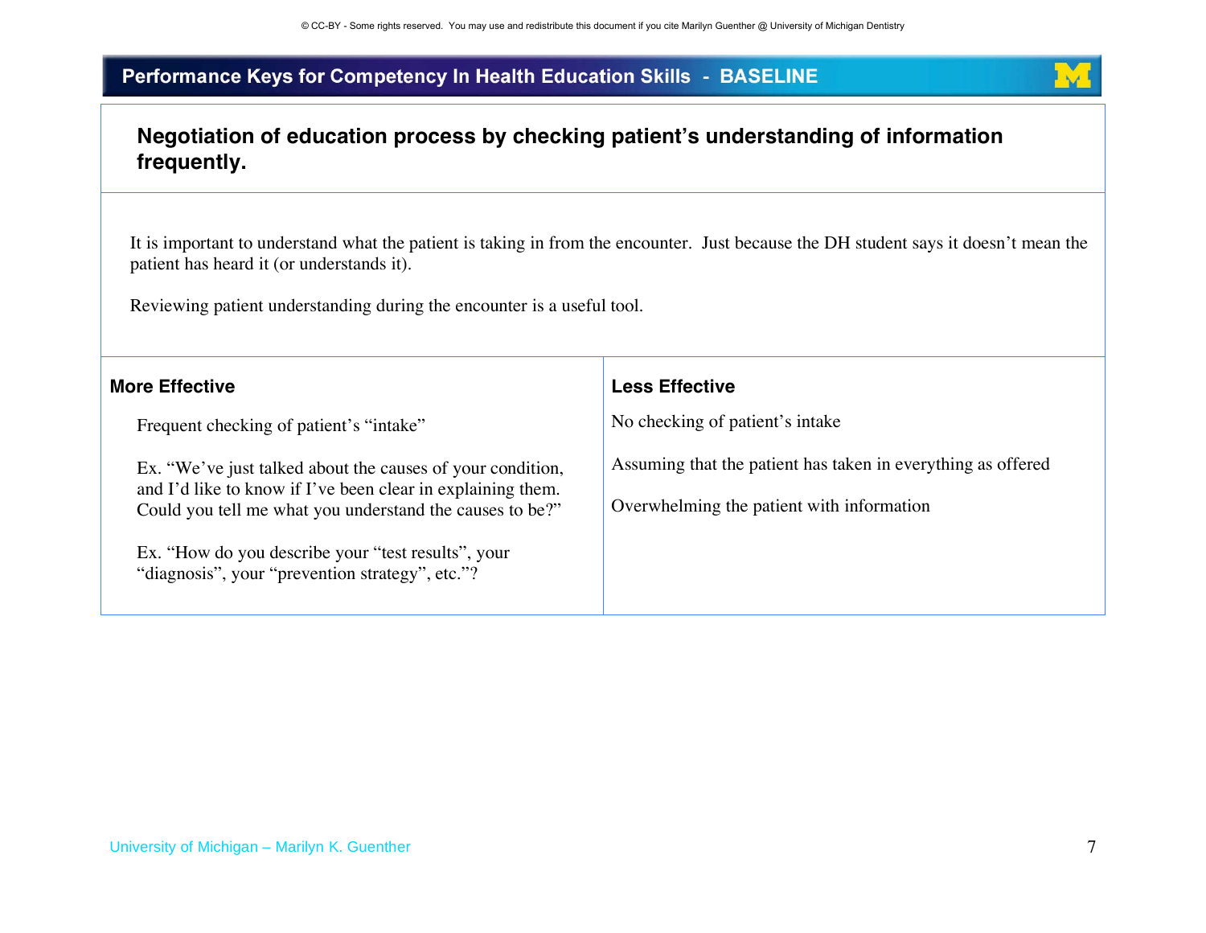# Performance Keys for Competency In Health Education Skills - BASELINE

## Negotiation of education process by checking patient's understanding of information frequently.

It is important to understand what the patient is taking in from the encounter. Just because the DH student says it doesn't mean the patient has heard it (or understands it).

Reviewing patient understanding during the encounter is a useful tool.

| More Effective | Less Effective |
| --- | --- |
| Frequent checking of patient's "intake" | No checking of patient's intake |
| Ex. "We've just talked about the causes of your condition, and I'd like to know if I've been clear in explaining them. Could you tell me what you understand the causes to be?" | Assuming that the patient has taken in everything as offered |
| Ex. "How do you describe your "test results", your "diagnosis", your "prevention strategy", etc."? | Overwhelming the patient with information |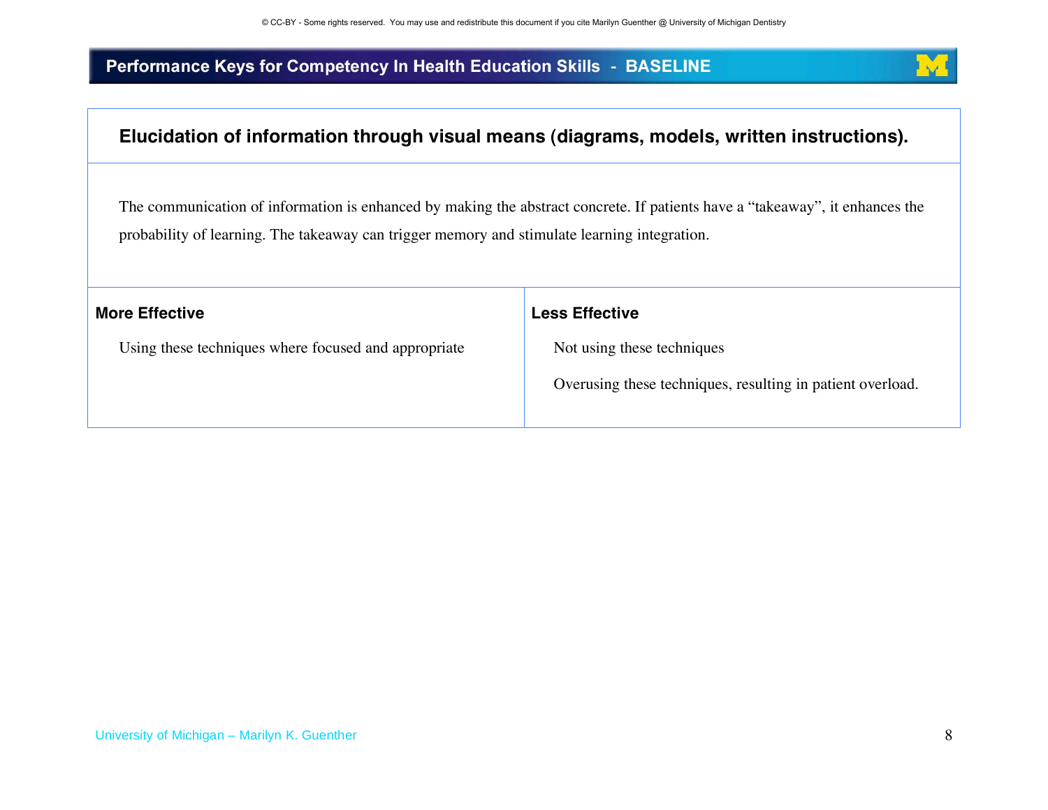## Elucidation of information through visual means (diagrams, models, written instructions).

The communication of information is enhanced by making the abstract concrete. If patients have a "takeaway", it enhances the probability of learning. The takeaway can trigger memory and stimulate learning integration.

| More Effective | Less Effective |
| --- | --- |
| Using these techniques where focused and appropriate | Not using these techniques<br><br>Overusing these techniques, resulting in patient overload. |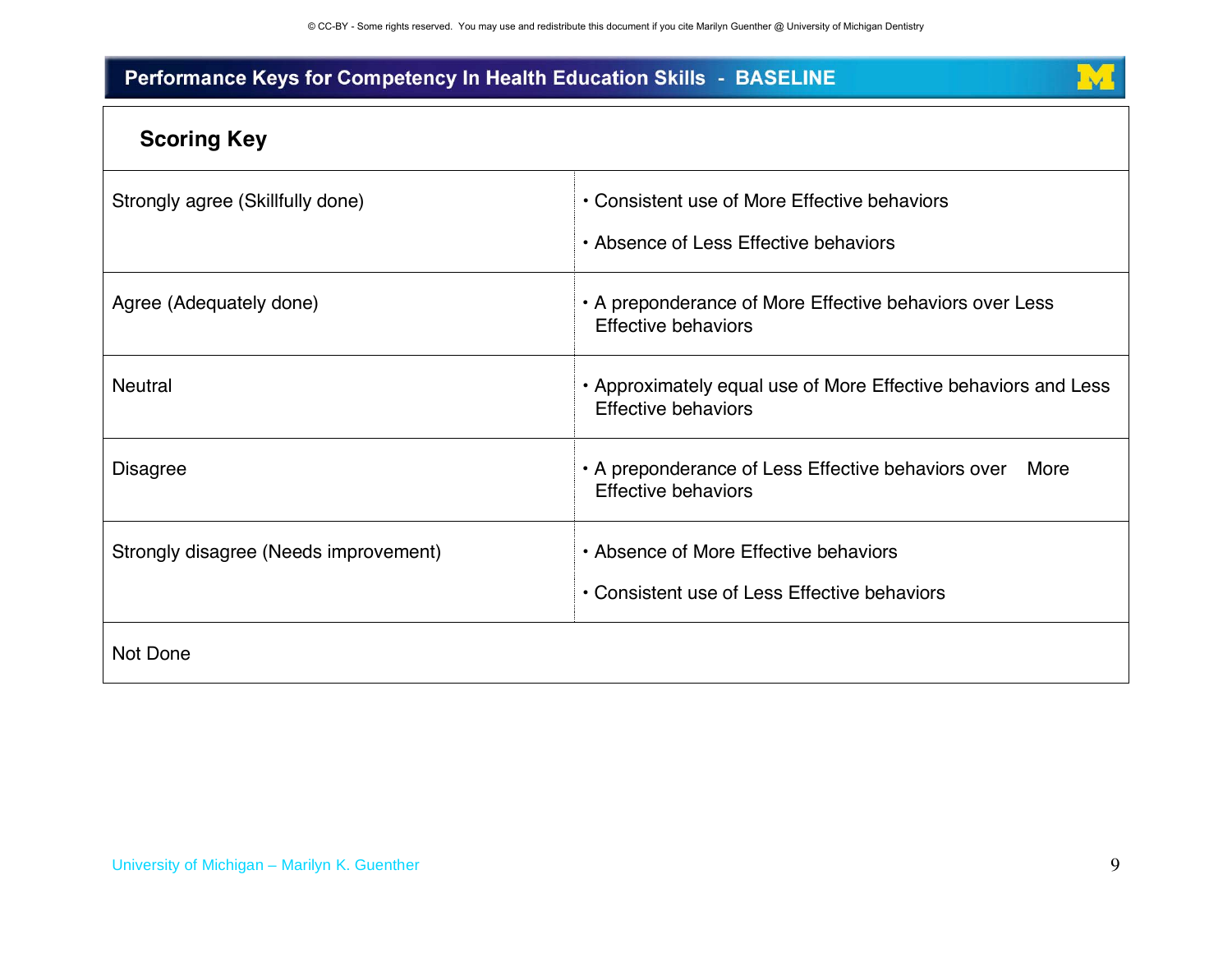© CC-BY - Some rights reserved. You may use and redistribute this document if you cite Marilyn Guenther @ University of Michigan Dentistry

# Performance Keys for Competency In Health Education Skills - BASELINE

| Scoring Key | |
|---|---|
| Strongly agree (Skillfully done) | • Consistent use of More Effective behaviors<br>• Absence of Less Effective behaviors |
| Agree (Adequately done) | • A preponderance of More Effective behaviors over Less Effective behaviors |
| Neutral | • Approximately equal use of More Effective behaviors and Less Effective behaviors |
| Disagree | • A preponderance of Less Effective behaviors over More Effective behaviors |
| Strongly disagree (Needs improvement) | • Absence of More Effective behaviors<br>• Consistent use of Less Effective behaviors |
| Not Done | |

University of Michigan – Marilyn K. Guenther